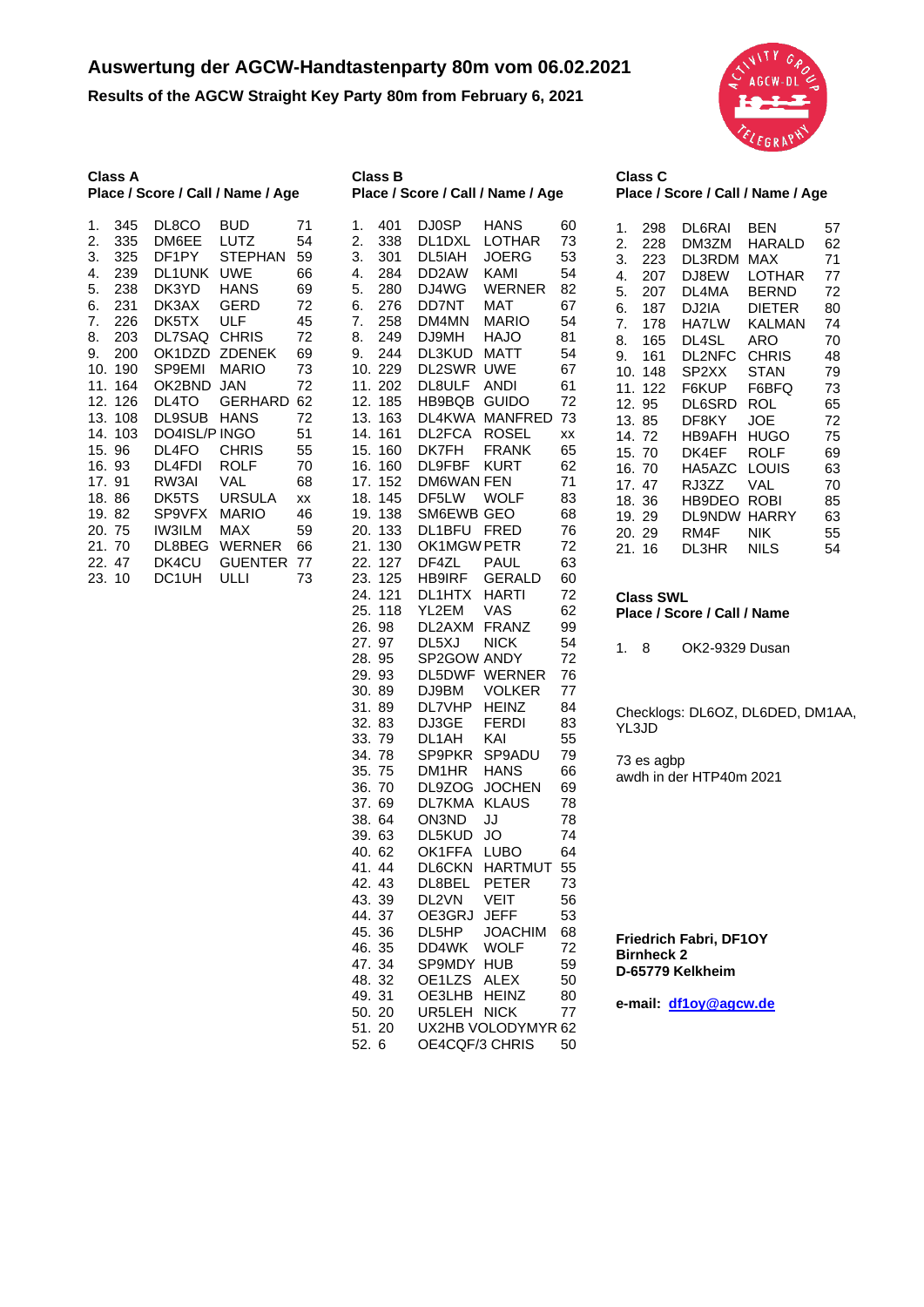# Auswertung der AGCW-Handtastenparty 80m vom 06.02.2021

## Results of the AGCW Straight Key Party 80m from February 6, 2021

### Class A

| Place | Score | Call | Name | Age |
|---|---|---|---|---|
| 1. | 345 | DL8CO | BUD | 71 |
| 2. | 335 | DM6EE | LUTZ | 54 |
| 3. | 325 | DF1PY | STEPHAN | 59 |
| 4. | 239 | DL1UNK | UWE | 66 |
| 5. | 238 | DK3YD | HANS | 69 |
| 6. | 231 | DK3AX | GERD | 72 |
| 7. | 226 | DK5TX | ULF | 45 |
| 8. | 203 | DL7SAQ | CHRIS | 72 |
| 9. | 200 | OK1DZD | ZDENEK | 69 |
| 10. | 190 | SP9EMI | MARIO | 73 |
| 11. | 164 | OK2BND | JAN | 72 |
| 12. | 126 | DL4TO | GERHARD | 62 |
| 13. | 108 | DL9SUB | HANS | 72 |
| 14. | 103 | DO4ISL/P | INGO | 51 |
| 15. | 96 | DL4FO | CHRIS | 55 |
| 16. | 93 | DL4FDI | ROLF | 70 |
| 17. | 91 | RW3AI | VAL | 68 |
| 18. | 86 | DK5TS | URSULA | xx |
| 19. | 82 | SP9VFX | MARIO | 46 |
| 20. | 75 | IW3ILM | MAX | 59 |
| 21. | 70 | DL8BEG | WERNER | 66 |
| 22. | 47 | DK4CU | GUENTER | 77 |
| 23. | 10 | DC1UH | ULLI | 73 |

### Class B

| Place | Score | Call | Name | Age |
|---|---|---|---|---|
| 1. | 401 | DJ0SP | HANS | 60 |
| 2. | 338 | DL1DXL | LOTHAR | 73 |
| 3. | 301 | DL5IAH | JOERG | 53 |
| 4. | 284 | DD2AW | KAMI | 54 |
| 5. | 280 | DJ4WG | WERNER | 82 |
| 6. | 276 | DD7NT | MAT | 67 |
| 7. | 258 | DM4MN | MARIO | 54 |
| 8. | 249 | DJ9MH | HAJO | 81 |
| 9. | 244 | DL3KUD | MATT | 54 |
| 10. | 229 | DL2SWR | UWE | 67 |
| 11. | 202 | DL8ULF | ANDI | 61 |
| 12. | 185 | HB9BQB | GUIDO | 72 |
| 13. | 163 | DL4KWA | MANFRED | 73 |
| 14. | 161 | DL2FCA | ROSEL | xx |
| 15. | 160 | DK7FH | FRANK | 65 |
| 16. | 160 | DL9FBF | KURT | 62 |
| 17. | 152 | DM6WAN | FEN | 71 |
| 18. | 145 | DF5LW | WOLF | 83 |
| 19. | 138 | SM6EWB | GEO | 68 |
| 20. | 133 | DL1BFU | FRED | 76 |
| 21. | 130 | OK1MGW | PETR | 72 |
| 22. | 127 | DF4ZL | PAUL | 63 |
| 23. | 125 | HB9IRF | GERALD | 60 |
| 24. | 121 | DL1HTX | HARTI | 72 |
| 25. | 118 | YL2EM | VAS | 62 |
| 26. | 98 | DL2AXM | FRANZ | 99 |
| 27. | 97 | DL5XJ | NICK | 54 |
| 28. | 95 | SP2GOW | ANDY | 72 |
| 29. | 93 | DL5DWF | WERNER | 76 |
| 30. | 89 | DJ9BM | VOLKER | 77 |
| 31. | 89 | DL7VHP | HEINZ | 84 |
| 32. | 83 | DJ3GE | FERDI | 83 |
| 33. | 79 | DL1AH | KAI | 55 |
| 34. | 78 | SP9PKR | SP9ADU | 79 |
| 35. | 75 | DM1HR | HANS | 66 |
| 36. | 70 | DL9ZOG | JOCHEN | 69 |
| 37. | 69 | DL7KMA | KLAUS | 78 |
| 38. | 64 | ON3ND | JJ | 78 |
| 39. | 63 | DL5KUD | JO | 74 |
| 40. | 62 | OK1FFA | LUBO | 64 |
| 41. | 44 | DL6CKN | HARTMUT | 55 |
| 42. | 43 | DL8BEL | PETER | 73 |
| 43. | 39 | DL2VN | VEIT | 56 |
| 44. | 37 | OE3GRJ | JEFF | 53 |
| 45. | 36 | DL5HP | JOACHIM | 68 |
| 46. | 35 | DD4WK | WOLF | 72 |
| 47. | 34 | SP9MDY | HUB | 59 |
| 48. | 32 | OE1LZS | ALEX | 50 |
| 49. | 31 | OE3LHB | HEINZ | 80 |
| 50. | 20 | UR5LEH | NICK | 77 |
| 51. | 20 | UX2HB | VOLODYMYR | 62 |
| 52. | 6 | OE4CQF/3 | CHRIS | 50 |

### Class C

| Place | Score | Call | Name | Age |
|---|---|---|---|---|
| 1. | 298 | DL6RAI | BEN | 57 |
| 2. | 228 | DM3ZM | HARALD | 62 |
| 3. | 223 | DL3RDM | MAX | 71 |
| 4. | 207 | DJ8EW | LOTHAR | 77 |
| 5. | 207 | DL4MA | BERND | 72 |
| 6. | 187 | DJ2IA | DIETER | 80 |
| 7. | 178 | HA7LW | KALMAN | 74 |
| 8. | 165 | DL4SL | ARO | 70 |
| 9. | 161 | DL2NFC | CHRIS | 48 |
| 10. | 148 | SP2XX | STAN | 79 |
| 11. | 122 | F6KUP | F6BFQ | 73 |
| 12. | 95 | DL6SRD | ROL | 65 |
| 13. | 85 | DF8KY | JOE | 72 |
| 14. | 72 | HB9AFH | HUGO | 75 |
| 15. | 70 | DK4EF | ROLF | 69 |
| 16. | 70 | HA5AZC | LOUIS | 63 |
| 17. | 47 | RJ3ZZ | VAL | 70 |
| 18. | 36 | HB9DEO | ROBI | 85 |
| 19. | 29 | DL9NDW | HARRY | 63 |
| 20. | 29 | RM4F | NIK | 55 |
| 21. | 16 | DL3HR | NILS | 54 |

### Class SWL

| Place | Score | Call | Name |
|---|---|---|---|
| 1. | 8 | OK2-9329 | Dusan |

Checklogs: DL6OZ, DL6DED, DM1AA, YL3JD

73 es agbp
awdh in der HTP40m 2021

**Friedrich Fabri, DF1OY**
**Birnheck 2**
**D-65779 Kelkheim**

**e-mail:** df1oy@agcw.de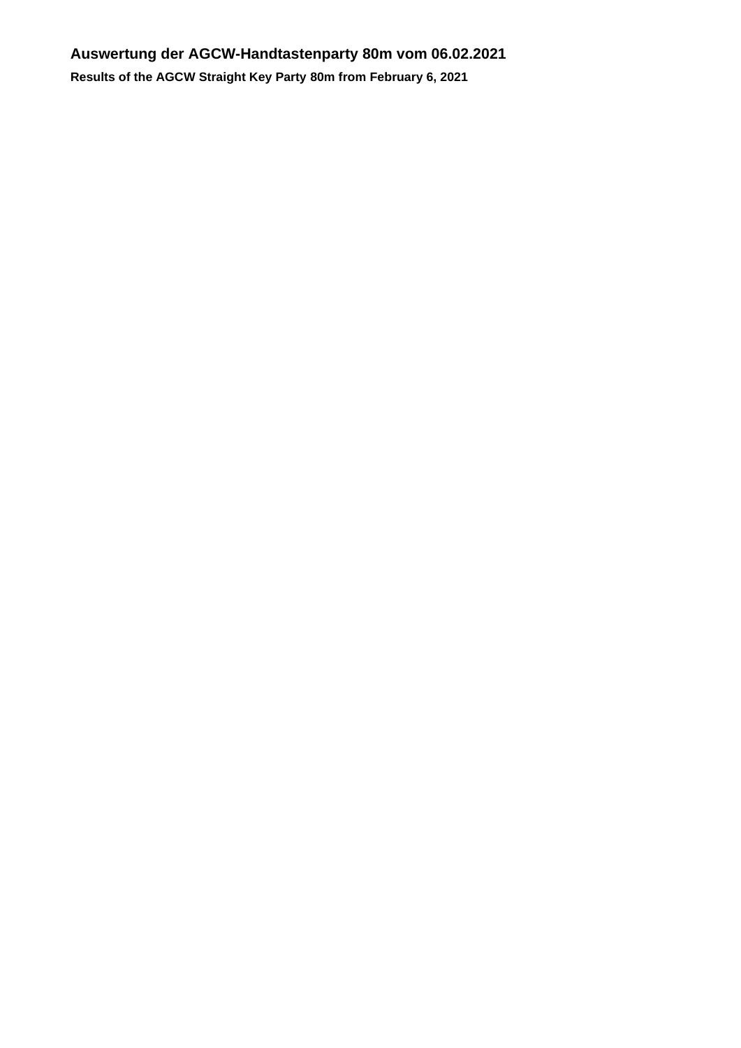## Auswertung der AGCW-Handtastenparty 80m vom 06.02.2021

**Results of the AGCW Straight Key Party 80m from February 6, 2021**